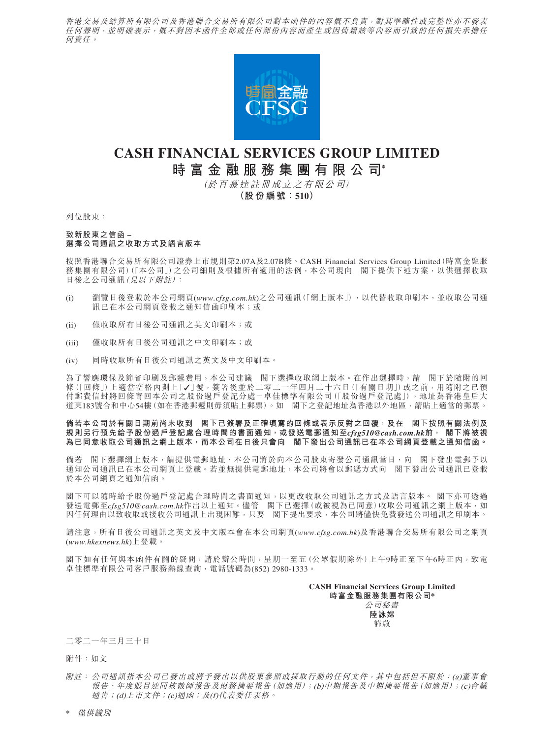香港交易及結算所有限公司及香港聯合交易所有限公司對本函件的內容概不負責，對其準確性或完整性亦不發表任何聲明，並明確表示，概不對因本函件全部或任何部份內容而產生或因倚賴該等內容而引致的任何損失承擔任何責任。

# CASH FINANCIAL SERVICES GROUP LIMITED
# 時富金融服務集團有限公司*

*(於百慕達註冊成立之有限公司)*

**(股份編號：510)**

列位股東：

**致新股東之信函 –**
**選擇公司通訊之收取方式及語言版本**

按照香港聯合交易所有限公司證券上市規則第2.07A及2.07B條、CASH Financial Services Group Limited(時富金融服務集團有限公司)(「本公司」)之公司細則及根據所有適用的法例，本公司現向 閣下提供下述方案，以供選擇收取日後之公司通訊*(見以下附註)*：

(i) 瀏覽日後登載於本公司網頁(*www.cfsg.com.hk*)之公司通訊(「網上版本」)，以代替收取印刷本，並收取公司通訊已在本公司網頁登載之通知信函印刷本；或

(ii) 僅收取所有日後公司通訊之英文印刷本；或

(iii) 僅收取所有日後公司通訊之中文印刷本；或

(iv) 同時收取所有日後公司通訊之英文及中文印刷本。

為了響應環保及節省印刷及郵遞費用，本公司建議 閣下選擇收取網上版本。在作出選擇時，請 閣下於隨附的回條(「回條」)上適當空格內劃上「✓」號，簽署後並於二零二一年四月二十六日(「有關日期」)或之前，用隨附之已預付郵費信封將回條寄回本公司之股份過戶登記分處－卓佳標準有限公司(「股份過戶登記處」)，地址為香港皇后大道東183號合和中心54樓(如在香港郵遞則毋須貼上郵票)。如 閣下之登記地址為香港以外地區，請貼上適當的郵票。

**倘若本公司於有關日期前尚未收到 閣下已簽署及正確填寫的回條或表示反對之回覆，及在 閣下按照有關法例及規則另行預先給予股份過戶登記處合理時間的書面通知，或發送電郵通知至*cfsg510@cash.com.hk*前， 閣下將被視為已同意收取公司通訊之網上版本，而本公司在日後只會向 閣下發出公司通訊已在本公司網頁登載之通知信函。**

倘若 閣下選擇網上版本，請提供電郵地址，本公司將於向本公司股東寄發公司通訊當日，向 閣下發出電郵予以通知公司通訊已在本公司網頁上登載。若並無提供電郵地址，本公司將會以郵遞方式向 閣下發出公司通訊已登載於本公司網頁之通知信函。

閣下可以隨時給予股份過戶登記處合理時間之書面通知，以更改收取公司通訊之方式及語言版本。 閣下亦可透過發送電郵至*cfsg510@cash.com.hk*作出以上通知。儘管 閣下已選擇(或被視為已同意)收取公司通訊之網上版本，如因任何理由以致收取或接收公司通訊上出現困難，只要 閣下提出要求，本公司將儘快免費發送公司通訊之印刷本。

請注意，所有日後公司通訊之英文及中文版本會在本公司網頁(*www.cfsg.com.hk*)及香港聯合交易所有限公司之網頁(*www.hkexnews.hk*)上登載。

閣下如有任何與本函件有關的疑問，請於辦公時間，星期一至五(公眾假期除外)上午9時正至下午6時正內，致電卓佳標準有限公司客戶服務熱線查詢，電話號碼為(852) 2980-1333。

**CASH Financial Services Group Limited**
**時富金融服務集團有限公司***
*公司秘書*
**陸詠嫦**
謹啟

二零二一年三月三十日

附件：如文

*附註：公司通訊指本公司已發出或將予發出以供股東參照或採取行動的任何文件，其中包括但不限於：(a)董事會報告、年度賬目連同核數師報告及財務摘要報告(如適用)；(b)中期報告及中期摘要報告(如適用)；(c)會議通告；(d)上市文件；(e)通函；及(f)代表委任表格。*

\* *僅供識別*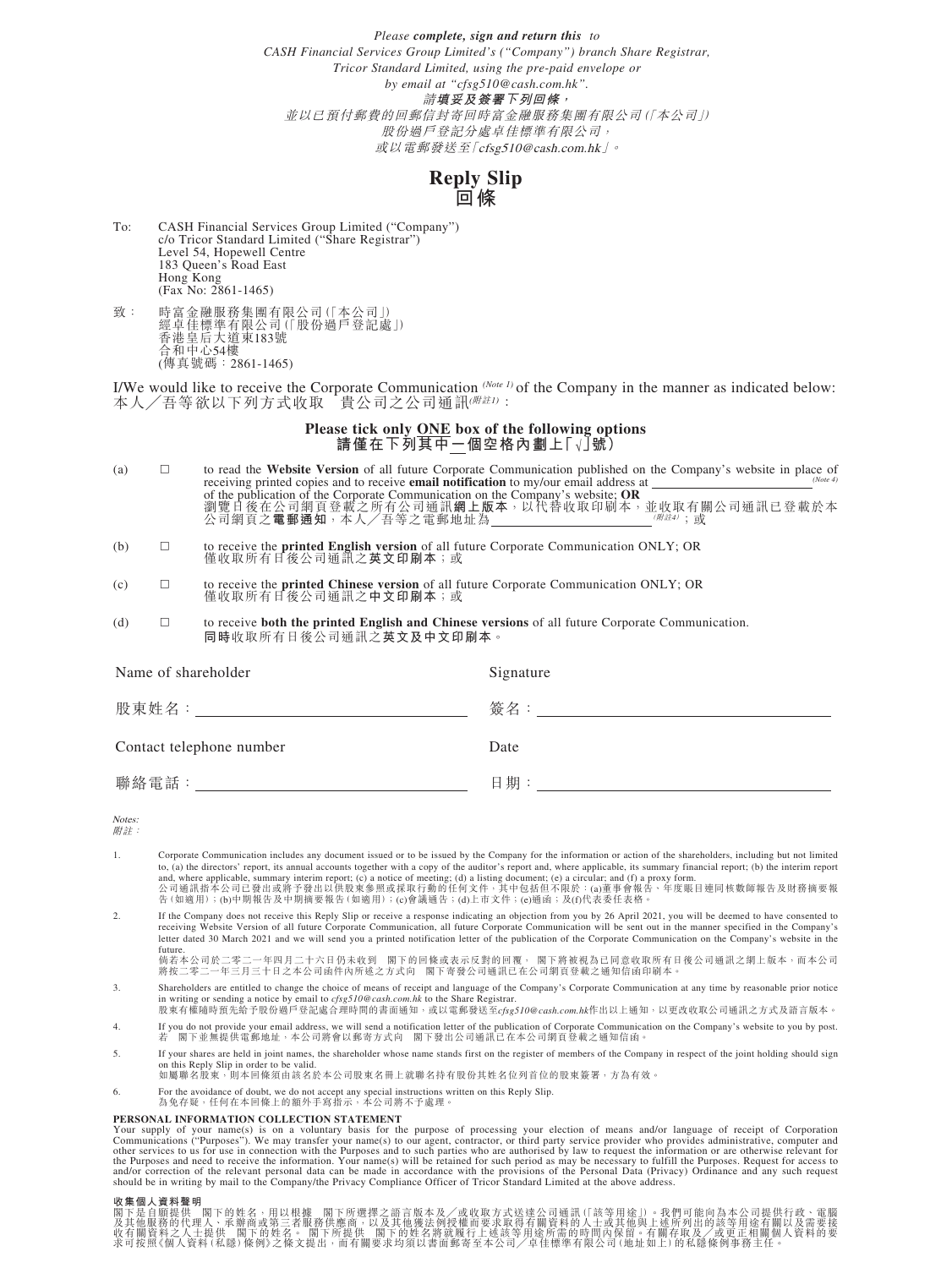*Please **complete, sign and return this** to*
*CASH Financial Services Group Limited's ("Company") branch Share Registrar,*
*Tricor Standard Limited, using the pre-paid envelope or*
*by email at "cfsg510@cash.com.hk".*
***請填妥及簽署下列回條，***
*並以已預付郵費的回郵信封寄回時富金融服務集團有限公司(「本公司」)*
*股份過戶登記分處卓佳標準有限公司，*
*或以電郵發送至「cfsg510@cash.com.hk」。*

# Reply Slip
# 回條

To: CASH Financial Services Group Limited ("Company")
c/o Tricor Standard Limited ("Share Registrar")
Level 54, Hopewell Centre
183 Queen's Road East
Hong Kong
(Fax No: 2861-1465)

致： 時富金融服務集團有限公司(「本公司」)
經卓佳標準有限公司(「股份過戶登記處」)
香港皇后大道東183號
合和中心54樓
(傳真號碼：2861-1465)

I/We would like to receive the Corporate Communication *(Note 1)* of the Company in the manner as indicated below:
本人／吾等欲以下列方式收取　貴公司之公司通訊*(附註1)*：

**Please tick only ONE box of the following options**
**請僅在下列其中一個空格內劃上「√」號）**

(a) ☐ to read the **Website Version** of all future Corporate Communication published on the Company's website in place of receiving printed copies and to receive **email notification** to my/our email address at ____________________ *(Note 4)* of the publication of the Corporate Communication on the Company's website; **OR**
瀏覽日後在公司網頁登載之所有公司通訊**網上版本**，以代替收取印刷本，並收取有關公司通訊已登載於本公司網頁之**電郵通知**，本人／吾等之電郵地址為____________________ *(附註4)*；或

(b) ☐ to receive the **printed English version** of all future Corporate Communication ONLY; OR
僅收取所有日後公司通訊之**英文印刷本**；或

(c) ☐ to receive the **printed Chinese version** of all future Corporate Communication ONLY; OR
僅收取所有日後公司通訊之**中文印刷本**；或

(d) ☐ to receive **both the printed English and Chinese versions** of all future Corporate Communication.
**同時**收取所有日後公司通訊之**英文及中文印刷本**。

| | |
|---|---|
| Name of shareholder | Signature |
| 股東姓名：____________________ | 簽名：____________________ |
| Contact telephone number | Date |
| 聯絡電話：____________________ | 日期：____________________ |

*Notes:*
*附註：*

1. Corporate Communication includes any document issued or to be issued by the Company for the information or action of the shareholders, including but not limited to, (a) the directors' report, its annual accounts together with a copy of the auditor's report and, where applicable, its summary financial report; (b) the interim report and, where applicable, summary interim report; (c) a notice of meeting; (d) a listing document; (e) a circular; and (f) a proxy form.
公司通訊指本公司已發出或將予發出以供股東參照或採取行動的任何文件，其中包括但不限於：(a)董事會報告、年度賬目連同核數師報告及財務摘要報告(如適用)；(b)中期報告及中期摘要報告(如適用)；(c)會議通告；(d)上市文件；(e)通函；及(f)代表委任表格。

2. If the Company does not receive this Reply Slip or receive a response indicating an objection from you by 26 April 2021, you will be deemed to have consented to receiving Website Version of all future Corporate Communication, all future Corporate Communication will be sent out in the manner specified in the Company's letter dated 30 March 2021 and we will send you a printed notification letter of the publication of the Corporate Communication on the Company's website in the future.
倘若本公司於二零二一年四月二十六日仍未收到　閣下的回條或表示反對的回覆，　閣下將被視為已同意收取所有日後公司通訊之網上版本，而本公司將按二零二一年三月三十日之本公司函件內所述之方式向　閣下寄發公司通訊已在公司網頁登載之通知信函印刷本。

3. Shareholders are entitled to change the choice of means of receipt and language of the Company's Corporate Communication at any time by reasonable prior notice in writing or sending a notice by email to *cfsg510@cash.com.hk* to the Share Registrar.
股東有權隨時預先給予股份過戶登記處合理時間的書面通知，或以電郵發送至*cfsg510@cash.com.hk*作出以上通知，以更改收取公司通訊之方式及語言版本。

4. If you do not provide your email address, we will send a notification letter of the publication of Corporate Communication on the Company's website to you by post.
若　閣下並無提供電郵地址，本公司將會以郵寄方式向　閣下發出公司通訊已在本公司網頁登載之通知信函。

5. If your shares are held in joint names, the shareholder whose name stands first on the register of members of the Company in respect of the joint holding should sign on this Reply Slip in order to be valid.
如屬聯名股東，則本回條須由該名於本公司股東名冊上就聯名持有股份其姓名位列首位的股東簽署，方為有效。

6. For the avoidance of doubt, we do not accept any special instructions written on this Reply Slip.
為免存疑，任何在本回條上的額外手寫指示，本公司將不予處理。

**PERSONAL INFORMATION COLLECTION STATEMENT**
Your supply of your name(s) is on a voluntary basis for the purpose of processing your election of means and/or language of receipt of Corporation Communications ("Purposes"). We may transfer your name(s) to our agent, contractor, or third party service provider who provides administrative, computer and other services to us for use in connection with the Purposes and to such parties who are authorised by law to request the information or are otherwise relevant for the Purposes and need to receive the information. Your name(s) will be retained for such period as may be necessary to fulfill the Purposes. Request for access to and/or correction of the relevant personal data can be made in accordance with the provisions of the Personal Data (Privacy) Ordinance and any such request should be in writing by mail to the Company/the Privacy Compliance Officer of Tricor Standard Limited at the above address.

**收集個人資料聲明**
閣下是自願提供　閣下的姓名，用以根據　閣下所選擇之語言版本及／或收取方式送達公司通訊(「該等用途」)。我們可能向為本公司提供行政、電腦及其他服務的代理人、承辦商或第三者服務供應商，以及其他獲法例授權而要求取得有關資料的人士或其他與上述所列出的該等用途有關以及需要接收有關資料之人士提供　閣下的姓名。　閣下所提供　閣下的姓名將就履行上述該等用途所需的時間內保留。有關存取及／或更正相關個人資料的要求可按照《個人資料(私隱)條例》之條文提出，而有關要求均須以書面郵寄至本公司／卓佳標準有限公司(地址如上)的私隱條例事務主任。